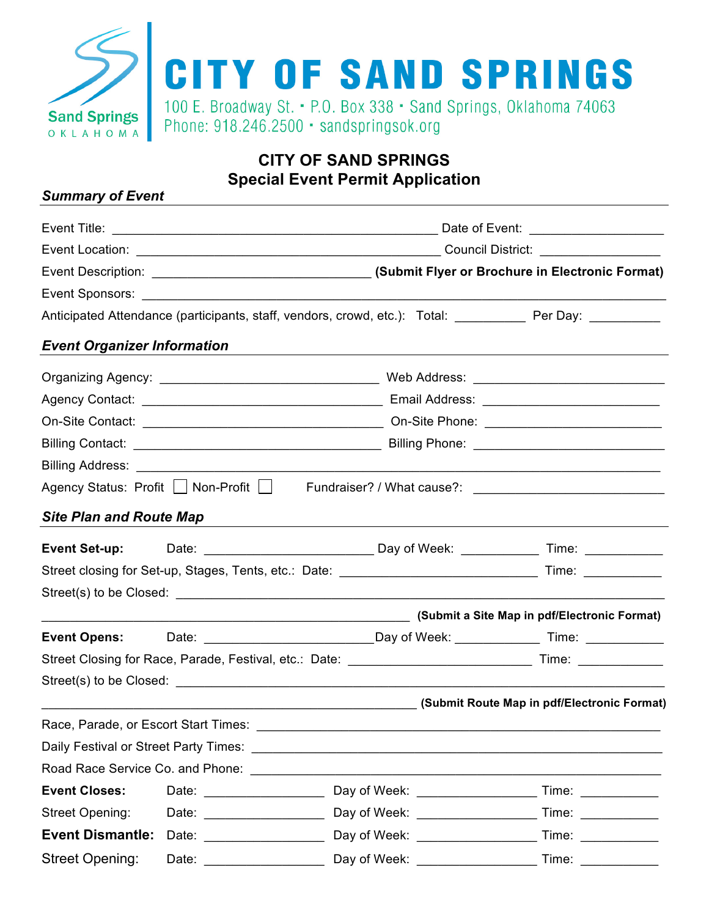# CITY OF SAND SPRINGS

Sand Springs OKLAHOMA

100 E. Broadway St. • P.O. Box 338 • Sand Springs, Oklahoma 74063
Phone: 918.246.2500 • sandspringsok.org

## CITY OF SAND SPRINGS
## Special Event Permit Application

### *Summary of Event*

Event Title: _______________________________________________ Date of Event: ___________________

Event Location: ____________________________________________ Council District: _________________

Event Description: ________________________________ **(Submit Flyer or Brochure in Electronic Format)**

Event Sponsors: ____________________________________________________________________________

Anticipated Attendance (participants, staff, vendors, crowd, etc.): Total: __________ Per Day: __________

### *Event Organizer Information*

Organizing Agency: ________________________________ Web Address: ____________________________

Agency Contact: ___________________________________ Email Address: ___________________________

On-Site Contact: ___________________________________ On-Site Phone: ___________________________

Billing Contact: ____________________________________ Billing Phone: ____________________________

Billing Address: ____________________________________________________________________________

Agency Status: Profit ☐ Non-Profit ☐ Fundraiser? / What cause?: ____________________________

### *Site Plan and Route Map*

**Event Set-up:** Date: _________________________ Day of Week: ___________ Time: ___________

Street closing for Set-up, Stages, Tents, etc.: Date: ____________________________ Time: ___________

Street(s) to be Closed: ______________________________________________________________________

_____________________________________________________ **(Submit a Site Map in pdf/Electronic Format)**

**Event Opens:** Date: _________________________Day of Week: ____________ Time: ___________

Street Closing for Race, Parade, Festival, etc.: Date: __________________________ Time: ____________

Street(s) to be Closed: ______________________________________________________________________

_____________________________________________________ **(Submit Route Map in pdf/Electronic Format)**

Race, Parade, or Escort Start Times: ____________________________________________________________

Daily Festival or Street Party Times: _____________________________________________________________

Road Race Service Co. and Phone: ______________________________________________________________

**Event Closes:** Date: _________________ Day of Week: _________________ Time: ___________

Street Opening: Date: _________________ Day of Week: _________________ Time: ___________

**Event Dismantle:** Date: _________________ Day of Week: _________________ Time: ___________

Street Opening: Date: _________________ Day of Week: _________________ Time: ___________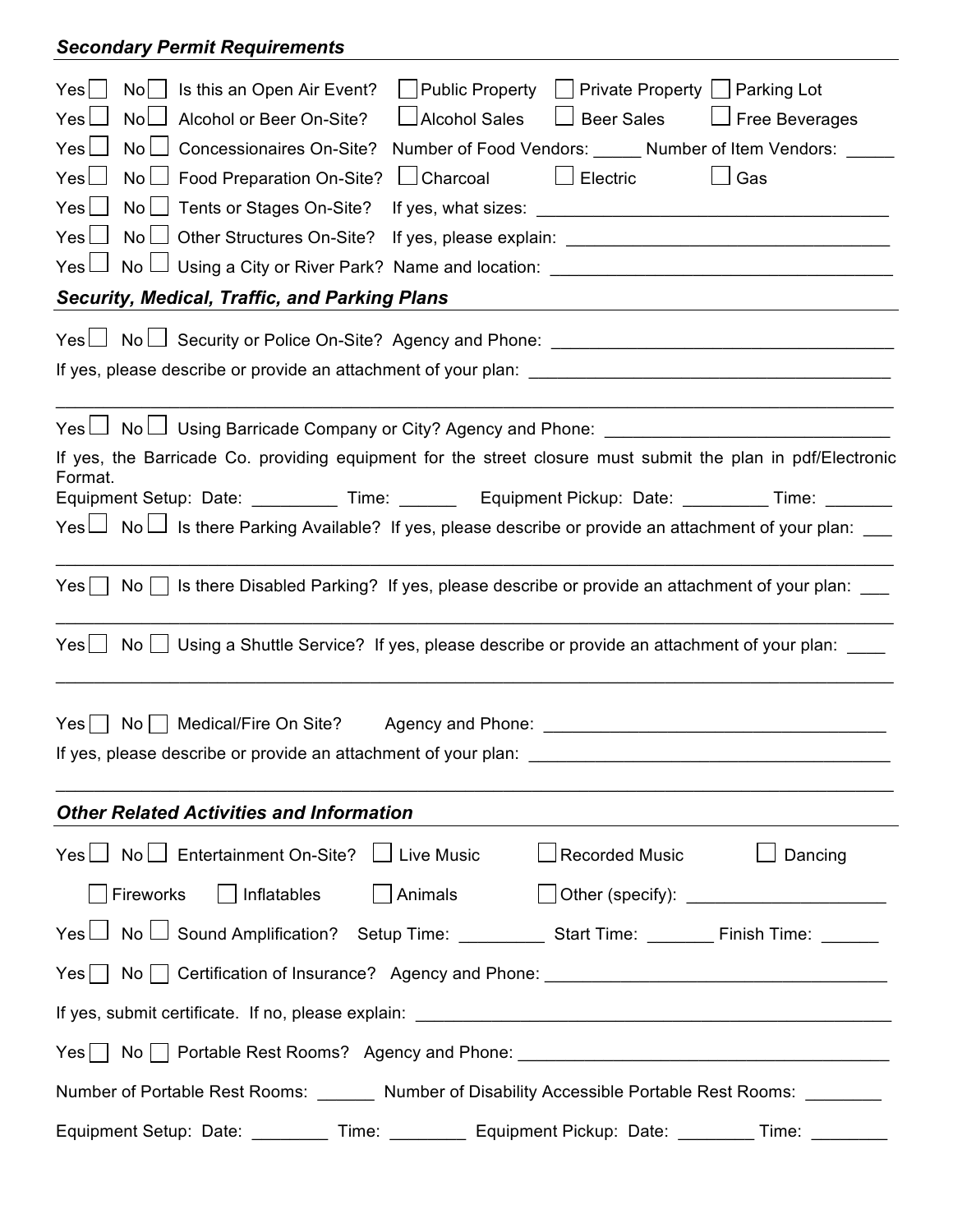### *Secondary Permit Requirements*

Yes ☐ No ☐ Is this an Open Air Event? ☐ Public Property ☐ Private Property ☐ Parking Lot

Yes ☐ No ☐ Alcohol or Beer On-Site? ☐ Alcohol Sales ☐ Beer Sales ☐ Free Beverages

Yes ☐ No ☐ Concessionaires On-Site? Number of Food Vendors: _____ Number of Item Vendors: _____

Yes ☐ No ☐ Food Preparation On-Site? ☐ Charcoal ☐ Electric ☐ Gas

Yes ☐ No ☐ Tents or Stages On-Site? If yes, what sizes: ____________________________________

Yes ☐ No ☐ Other Structures On-Site? If yes, please explain: ________________________________

Yes ☐ No ☐ Using a City or River Park? Name and location: __________________________________

### *Security, Medical, Traffic, and Parking Plans*

Yes ☐ No ☐ Security or Police On-Site? Agency and Phone: ___________________________________

If yes, please describe or provide an attachment of your plan: ______________________________________

_______________________________________________________________________________

Yes ☐ No ☐ Using Barricade Company or City? Agency and Phone: ______________________________

If yes, the Barricade Co. providing equipment for the street closure must submit the plan in pdf/Electronic Format.

Equipment Setup: Date: _________ Time: ______ Equipment Pickup: Date: _________ Time: _______

Yes ☐ No ☐ Is there Parking Available? If yes, please describe or provide an attachment of your plan: ___

_______________________________________________________________________________

Yes ☐ No ☐ Is there Disabled Parking? If yes, please describe or provide an attachment of your plan: ___

_______________________________________________________________________________

Yes ☐ No ☐ Using a Shuttle Service? If yes, please describe or provide an attachment of your plan: ____

_______________________________________________________________________________

Yes ☐ No ☐ Medical/Fire On Site? Agency and Phone: ____________________________________

If yes, please describe or provide an attachment of your plan: ______________________________________

_______________________________________________________________________________

### *Other Related Activities and Information*

Yes ☐ No ☐ Entertainment On-Site? ☐ Live Music ☐ Recorded Music ☐ Dancing

☐ Fireworks ☐ Inflatables ☐ Animals ☐ Other (specify): _____________________

Yes ☐ No ☐ Sound Amplification? Setup Time: _________ Start Time: _______ Finish Time: ______

Yes ☐ No ☐ Certification of Insurance? Agency and Phone: ___________________________________

If yes, submit certificate. If no, please explain: ______________________________________________

Yes ☐ No ☐ Portable Rest Rooms? Agency and Phone: ______________________________________

Number of Portable Rest Rooms: ______ Number of Disability Accessible Portable Rest Rooms: ________

Equipment Setup: Date: ________ Time: ________ Equipment Pickup: Date: ________ Time: ________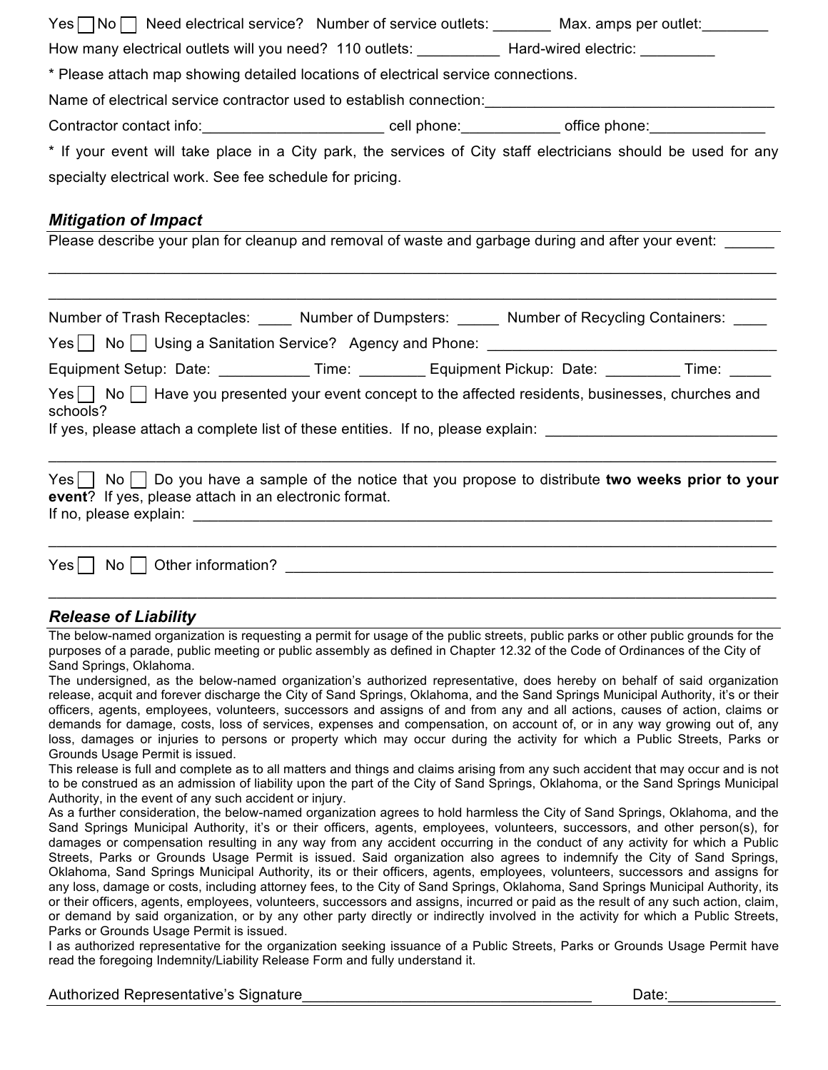Yes ☐ No ☐ Need electrical service? Number of service outlets: _______ Max. amps per outlet:________

How many electrical outlets will you need? 110 outlets: __________ Hard-wired electric: _________

* Please attach map showing detailed locations of electrical service connections.

Name of electrical service contractor used to establish connection:___________________________________

Contractor contact info:_____________________ cell phone:___________ office phone:_____________

* If your event will take place in a City park, the services of City staff electricians should be used for any specialty electrical work. See fee schedule for pricing.

## *Mitigation of Impact*

Please describe your plan for cleanup and removal of waste and garbage during and after your event: ______

_____________________________________________________________________________________

_____________________________________________________________________________________

Number of Trash Receptacles: ____ Number of Dumpsters: _____ Number of Recycling Containers: ____

Yes ☐ No ☐ Using a Sanitation Service? Agency and Phone: __________________________________

Equipment Setup: Date: ___________ Time: ________ Equipment Pickup: Date: _________ Time: _____

Yes ☐ No ☐ Have you presented your event concept to the affected residents, businesses, churches and schools?

If yes, please attach a complete list of these entities. If no, please explain: ___________________________

_____________________________________________________________________________________

Yes ☐ No ☐ Do you have a sample of the notice that you propose to distribute **two weeks prior to your event**? If yes, please attach in an electronic format.

If no, please explain: _________________________________________________________________

_____________________________________________________________________________________

Yes ☐ No ☐ Other information? ____________________________________________________________

_____________________________________________________________________________________

## *Release of Liability*

The below-named organization is requesting a permit for usage of the public streets, public parks or other public grounds for the purposes of a parade, public meeting or public assembly as defined in Chapter 12.32 of the Code of Ordinances of the City of Sand Springs, Oklahoma.

The undersigned, as the below-named organization's authorized representative, does hereby on behalf of said organization release, acquit and forever discharge the City of Sand Springs, Oklahoma, and the Sand Springs Municipal Authority, it's or their officers, agents, employees, volunteers, successors and assigns of and from any and all actions, causes of action, claims or demands for damage, costs, loss of services, expenses and compensation, on account of, or in any way growing out of, any loss, damages or injuries to persons or property which may occur during the activity for which a Public Streets, Parks or Grounds Usage Permit is issued.

This release is full and complete as to all matters and things and claims arising from any such accident that may occur and is not to be construed as an admission of liability upon the part of the City of Sand Springs, Oklahoma, or the Sand Springs Municipal Authority, in the event of any such accident or injury.

As a further consideration, the below-named organization agrees to hold harmless the City of Sand Springs, Oklahoma, and the Sand Springs Municipal Authority, it's or their officers, agents, employees, volunteers, successors, and other person(s), for damages or compensation resulting in any way from any accident occurring in the conduct of any activity for which a Public Streets, Parks or Grounds Usage Permit is issued. Said organization also agrees to indemnify the City of Sand Springs, Oklahoma, Sand Springs Municipal Authority, its or their officers, agents, employees, volunteers, successors and assigns for any loss, damage or costs, including attorney fees, to the City of Sand Springs, Oklahoma, Sand Springs Municipal Authority, its or their officers, agents, employees, volunteers, successors and assigns, incurred or paid as the result of any such action, claim, or demand by said organization, or by any other party directly or indirectly involved in the activity for which a Public Streets, Parks or Grounds Usage Permit is issued.

I as authorized representative for the organization seeking issuance of a Public Streets, Parks or Grounds Usage Permit have read the foregoing Indemnity/Liability Release Form and fully understand it.

Authorized Representative's Signature____________________________________ Date:_____________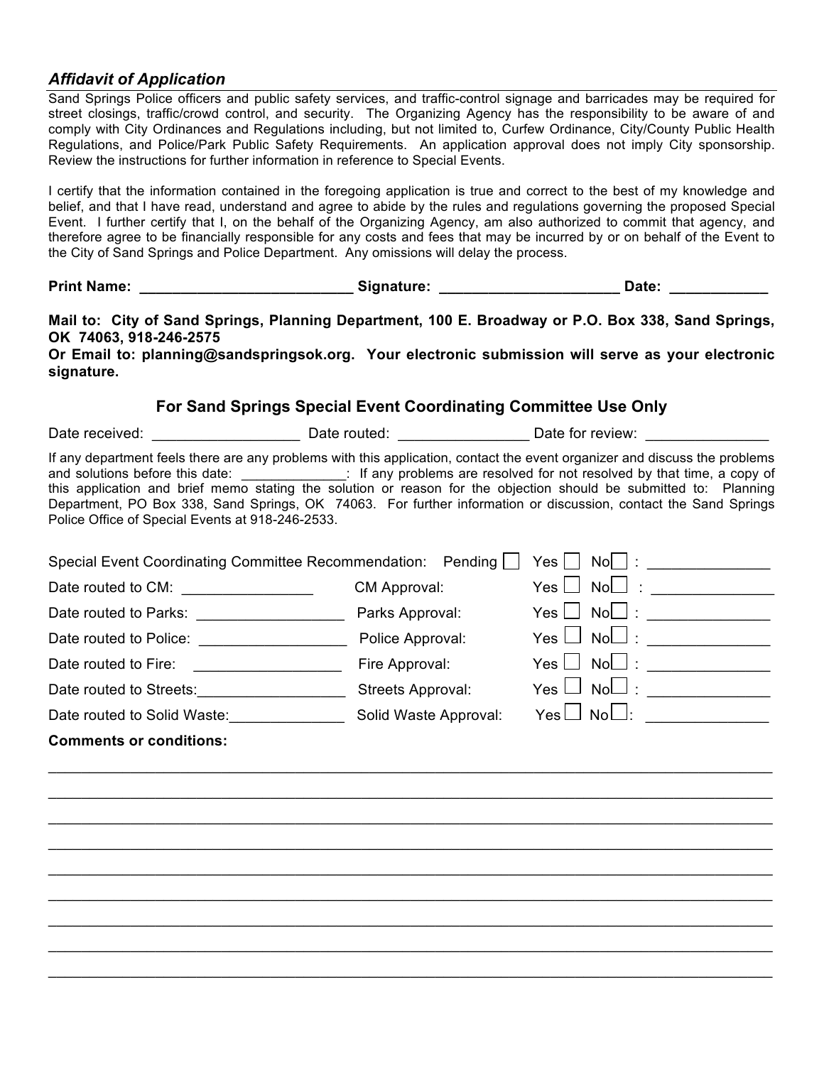## *Affidavit of Application*

Sand Springs Police officers and public safety services, and traffic-control signage and barricades may be required for street closings, traffic/crowd control, and security. The Organizing Agency has the responsibility to be aware of and comply with City Ordinances and Regulations including, but not limited to, Curfew Ordinance, City/County Public Health Regulations, and Police/Park Public Safety Requirements. An application approval does not imply City sponsorship. Review the instructions for further information in reference to Special Events.

I certify that the information contained in the foregoing application is true and correct to the best of my knowledge and belief, and that I have read, understand and agree to abide by the rules and regulations governing the proposed Special Event. I further certify that I, on the behalf of the Organizing Agency, am also authorized to commit that agency, and therefore agree to be financially responsible for any costs and fees that may be incurred by or on behalf of the Event to the City of Sand Springs and Police Department. Any omissions will delay the process.

**Print Name: ___________________________ Signature: _______________________ Date: ____________**

**Mail to: City of Sand Springs, Planning Department, 100 E. Broadway or P.O. Box 338, Sand Springs, OK 74063, 918-246-2575**
**Or Email to: planning@sandspringsok.org. Your electronic submission will serve as your electronic signature.**

### For Sand Springs Special Event Coordinating Committee Use Only

Date received: __________________ Date routed: ________________ Date for review: _______________

If any department feels there are any problems with this application, contact the event organizer and discuss the problems and solutions before this date: ______________: If any problems are resolved for not resolved by that time, a copy of this application and brief memo stating the solution or reason for the objection should be submitted to: Planning Department, PO Box 338, Sand Springs, OK 74063. For further information or discussion, contact the Sand Springs Police Office of Special Events at 918-246-2533.

Special Event Coordinating Committee Recommendation: Pending ☐ Yes ☐ No ☐ : _______________

Date routed to CM: ________________ CM Approval: Yes ☐ No ☐ : _______________

Date routed to Parks: __________________ Parks Approval: Yes ☐ No ☐ : _______________

Date routed to Police: __________________ Police Approval: Yes ☐ No ☐ : _______________

Date routed to Fire: __________________ Fire Approval: Yes ☐ No ☐ : _______________

Date routed to Streets:__________________ Streets Approval: Yes ☐ No ☐ : _______________

Date routed to Solid Waste:______________ Solid Waste Approval: Yes ☐ No ☐: _______________

**Comments or conditions:**

______________________________________________________________________________________

______________________________________________________________________________________

______________________________________________________________________________________

______________________________________________________________________________________

______________________________________________________________________________________

______________________________________________________________________________________

______________________________________________________________________________________

______________________________________________________________________________________

______________________________________________________________________________________